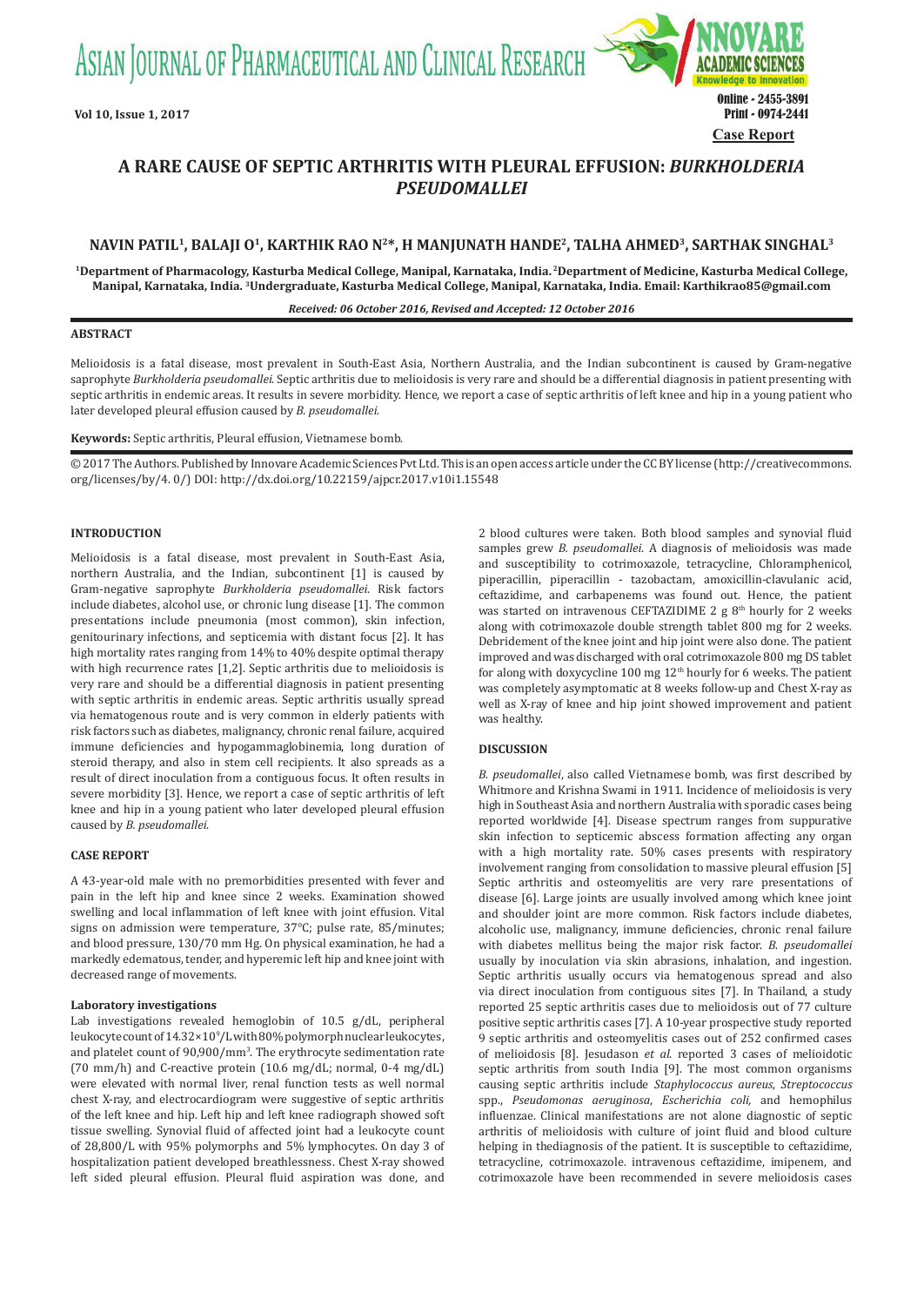Case Report

# A RARE CAUSE OF SEPTIC ARTHRITIS WITH PLEURAL EFFUSION: *BURKHOLDERIA PSEUDOMALLEI*

**NAVIN PATIL[1], BALAJI O[1], KARTHIK RAO N[2]*, H MANJUNATH HANDE[2], TALHA AHMED[3], SARTHAK SINGHAL[3]**

**[1]Department of Pharmacology, Kasturba Medical College, Manipal, Karnataka, India. [2]Department of Medicine, Kasturba Medical College, Manipal, Karnataka, India. [3]Undergraduate, Kasturba Medical College, Manipal, Karnataka, India. Email: Karthikrao85@gmail.com**

***Received: 06 October 2016, Revised and Accepted: 12 October 2016***

## ABSTRACT

Melioidosis is a fatal disease, most prevalent in South-East Asia, Northern Australia, and the Indian subcontinent is caused by Gram-negative saprophyte *Burkholderia pseudomallei*. Septic arthritis due to melioidosis is very rare and should be a differential diagnosis in patient presenting with septic arthritis in endemic areas. It results in severe morbidity. Hence, we report a case of septic arthritis of left knee and hip in a young patient who later developed pleural effusion caused by *B. pseudomallei*.

**Keywords:** Septic arthritis, Pleural effusion, Vietnamese bomb.

© 2017 The Authors. Published by Innovare Academic Sciences Pvt Ltd. This is an open access article under the CC BY license (http://creativecommons.org/licenses/by/4. 0/) DOI: http://dx.doi.org/10.22159/ajpcr.2017.v10i1.15548

## INTRODUCTION

Melioidosis is a fatal disease, most prevalent in South-East Asia, northern Australia, and the Indian, subcontinent [1] is caused by Gram-negative saprophyte *Burkholderia pseudomallei*. Risk factors include diabetes, alcohol use, or chronic lung disease [1]. The common presentations include pneumonia (most common), skin infection, genitourinary infections, and septicemia with distant focus [2]. It has high mortality rates ranging from 14% to 40% despite optimal therapy with high recurrence rates [1,2]. Septic arthritis due to melioidosis is very rare and should be a differential diagnosis in patient presenting with septic arthritis in endemic areas. Septic arthritis usually spread via hematogenous route and is very common in elderly patients with risk factors such as diabetes, malignancy, chronic renal failure, acquired immune deficiencies and hypogammaglobinemia, long duration of steroid therapy, and also in stem cell recipients. It also spreads as a result of direct inoculation from a contiguous focus. It often results in severe morbidity [3]. Hence, we report a case of septic arthritis of left knee and hip in a young patient who later developed pleural effusion caused by *B. pseudomallei*.

## CASE REPORT

A 43-year-old male with no premorbidities presented with fever and pain in the left hip and knee since 2 weeks. Examination showed swelling and local inflammation of left knee with joint effusion. Vital signs on admission were temperature, 37°C; pulse rate, 85/minutes; and blood pressure, 130/70 mm Hg. On physical examination, he had a markedly edematous, tender, and hyperemic left hip and knee joint with decreased range of movements.

### Laboratory investigations

Lab investigations revealed hemoglobin of 10.5 g/dL, peripheral leukocyte count of $14.32\times10^9$/L with 80% polymorphnuclear leukocytes, and platelet count of 90,900/mm$^3$. The erythrocyte sedimentation rate (70 mm/h) and C-reactive protein (10.6 mg/dL; normal, 0-4 mg/dL) were elevated with normal liver, renal function tests as well normal chest X-ray, and electrocardiogram were suggestive of septic arthritis of the left knee and hip. Left hip and left knee radiograph showed soft tissue swelling. Synovial fluid of affected joint had a leukocyte count of 28,800/L with 95% polymorphs and 5% lymphocytes. On day 3 of hospitalization patient developed breathlessness. Chest X-ray showed left sided pleural effusion. Pleural fluid aspiration was done, and 2 blood cultures were taken. Both blood samples and synovial fluid samples grew *B. pseudomallei*. A diagnosis of melioidosis was made and susceptibility to cotrimoxazole, tetracycline, Chloramphenicol, piperacillin, piperacillin - tazobactam, amoxicillin-clavulanic acid, ceftazidime, and carbapenems was found out. Hence, the patient was started on intravenous CEFTAZIDIME 2 g 8$^{th}$ hourly for 2 weeks along with cotrimoxazole double strength tablet 800 mg for 2 weeks. Debridement of the knee joint and hip joint were also done. The patient improved and was discharged with oral cotrimoxazole 800 mg DS tablet for along with doxycycline 100 mg 12$^{th}$ hourly for 6 weeks. The patient was completely asymptomatic at 8 weeks follow-up and Chest X-ray as well as X-ray of knee and hip joint showed improvement and patient was healthy.

## DISCUSSION

*B. pseudomallei*, also called Vietnamese bomb, was first described by Whitmore and Krishna Swami in 1911. Incidence of melioidosis is very high in Southeast Asia and northern Australia with sporadic cases being reported worldwide [4]. Disease spectrum ranges from suppurative skin infection to septicemic abscess formation affecting any organ with a high mortality rate. 50% cases presents with respiratory involvement ranging from consolidation to massive pleural effusion [5] Septic arthritis and osteomyelitis are very rare presentations of disease [6]. Large joints are usually involved among which knee joint and shoulder joint are more common. Risk factors include diabetes, alcoholic use, malignancy, immune deficiencies, chronic renal failure with diabetes mellitus being the major risk factor. *B. pseudomallei* usually by inoculation via skin abrasions, inhalation, and ingestion. Septic arthritis usually occurs via hematogenous spread and also via direct inoculation from contiguous sites [7]. In Thailand, a study reported 25 septic arthritis cases due to melioidosis out of 77 culture positive septic arthritis cases [7]. A 10-year prospective study reported 9 septic arthritis and osteomyelitis cases out of 252 confirmed cases of melioidosis [8]. Jesudason *et al.* reported 3 cases of melioidotic septic arthritis from south India [9]. The most common organisms causing septic arthritis include *Staphylococcus aureus*, *Streptococcus* spp., *Pseudomonas aeruginosa*, *Escherichia coli,* and hemophilus influenzae. Clinical manifestations are not alone diagnostic of septic arthritis of melioidosis with culture of joint fluid and blood culture helping in thediagnosis of the patient. It is susceptible to ceftazidime, tetracycline, cotrimoxazole. intravenous ceftazidime, imipenem, and cotrimoxazole have been recommended in severe melioidosis cases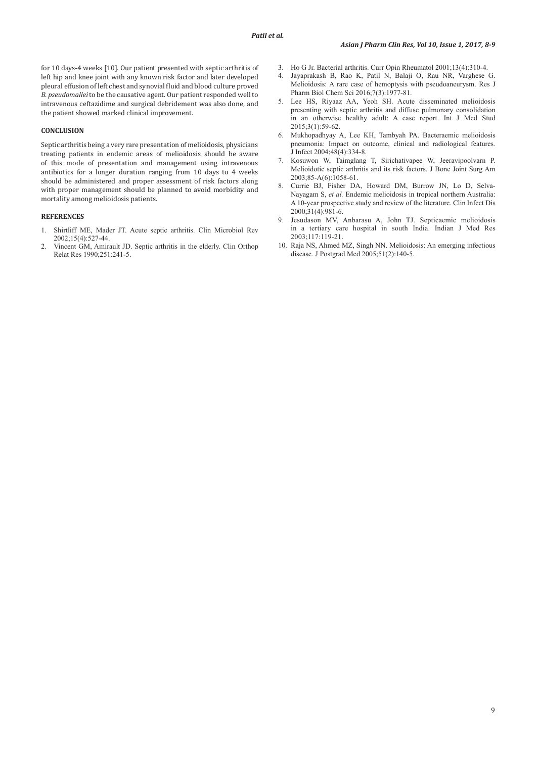for 10 days-4 weeks [10]. Our patient presented with septic arthritis of left hip and knee joint with any known risk factor and later developed pleural effusion of left chest and synovial fluid and blood culture proved *B. pseudomallei* to be the causative agent. Our patient responded well to intravenous ceftazidime and surgical debridement was also done, and the patient showed marked clinical improvement.

## CONCLUSION

Septic arthritis being a very rare presentation of melioidosis, physicians treating patients in endemic areas of melioidosis should be aware of this mode of presentation and management using intravenous antibiotics for a longer duration ranging from 10 days to 4 weeks should be administered and proper assessment of risk factors along with proper management should be planned to avoid morbidity and mortality among melioidosis patients.

## REFERENCES

1. Shirtliff ME, Mader JT. Acute septic arthritis. Clin Microbiol Rev 2002;15(4):527-44.
2. Vincent GM, Amirault JD. Septic arthritis in the elderly. Clin Orthop Relat Res 1990;251:241-5.
3. Ho G Jr. Bacterial arthritis. Curr Opin Rheumatol 2001;13(4):310-4.
4. Jayaprakash B, Rao K, Patil N, Balaji O, Rau NR, Varghese G. Melioidosis: A rare case of hemoptysis with pseudoaneurysm. Res J Pharm Biol Chem Sci 2016;7(3):1977-81.
5. Lee HS, Riyaaz AA, Yeoh SH. Acute disseminated melioidosis presenting with septic arthritis and diffuse pulmonary consolidation in an otherwise healthy adult: A case report. Int J Med Stud 2015;3(1):59-62.
6. Mukhopadhyay A, Lee KH, Tambyah PA. Bacteraemic melioidosis pneumonia: Impact on outcome, clinical and radiological features. J Infect 2004;48(4):334-8.
7. Kosuwon W, Taimglang T, Sirichativapee W, Jeeravipoolvarn P. Melioidotic septic arthritis and its risk factors. J Bone Joint Surg Am 2003;85-A(6):1058-61.
8. Currie BJ, Fisher DA, Howard DM, Burrow JN, Lo D, Selva-Nayagam S, *et al.* Endemic melioidosis in tropical northern Australia: A 10-year prospective study and review of the literature. Clin Infect Dis 2000;31(4):981-6.
9. Jesudason MV, Anbarasu A, John TJ. Septicaemic melioidosis in a tertiary care hospital in south India. Indian J Med Res 2003;117:119-21.
10. Raja NS, Ahmed MZ, Singh NN. Melioidosis: An emerging infectious disease. J Postgrad Med 2005;51(2):140-5.